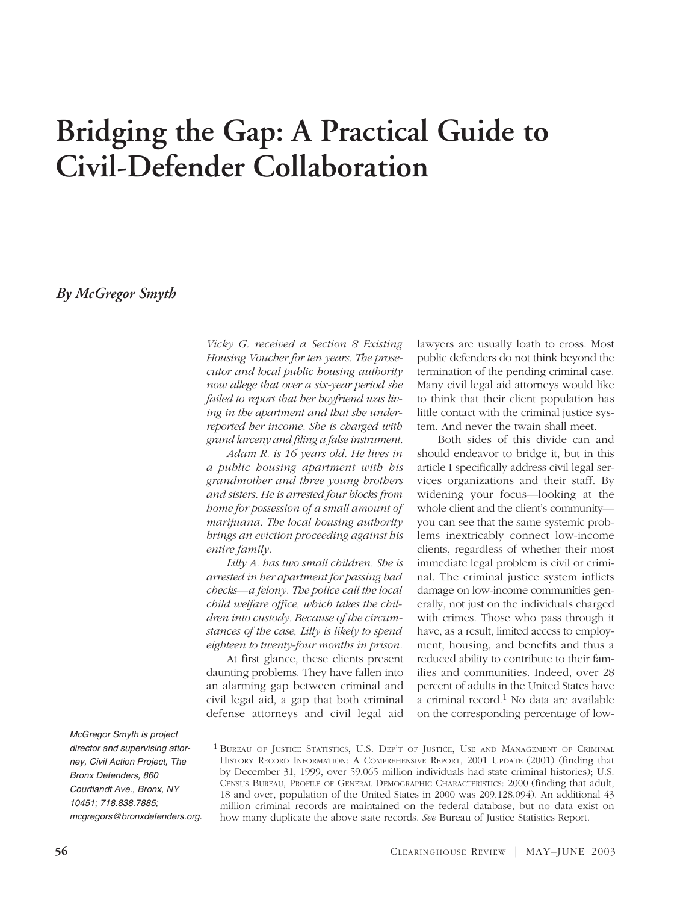# Bridging the Gap: A Practical Guide to Civil-Defender Collaboration

*By McGregor Smyth*

*McGregor Smyth is project director and supervising attorney, Civil Action Project, The Bronx Defenders, 860 Courtlandt Ave., Bronx, NY 10451; 718.838.7885; mcgregors@bronxdefenders.org.*

*Vicky G. received a Section 8 Existing Housing Voucher for ten years. The prosecutor and local public housing authority now allege that over a six-year period she failed to report that her boyfriend was living in the apartment and that she underreported her income. She is charged with grand larceny and filing a false instrument.*

*Adam R. is 16 years old. He lives in a public housing apartment with his grandmother and three young brothers and sisters. He is arrested four blocks from home for possession of a small amount of marijuana. The local housing authority brings an eviction proceeding against his entire family.*

*Lilly A. has two small children. She is arrested in her apartment for passing bad checks—a felony. The police call the local child welfare office, which takes the children into custody. Because of the circumstances of the case, Lilly is likely to spend eighteen to twenty-four months in prison.*

At first glance, these clients present daunting problems. They have fallen into an alarming gap between criminal and civil legal aid, a gap that both criminal defense attorneys and civil legal aid lawyers are usually loath to cross. Most public defenders do not think beyond the termination of the pending criminal case. Many civil legal aid attorneys would like to think that their client population has little contact with the criminal justice system. And never the twain shall meet.

Both sides of this divide can and should endeavor to bridge it, but in this article I specifically address civil legal services organizations and their staff. By widening your focus—looking at the whole client and the client's community—you can see that the same systemic problems inextricably connect low-income clients, regardless of whether their most immediate legal problem is civil or criminal. The criminal justice system inflicts damage on low-income communities generally, not just on the individuals charged with crimes. Those who pass through it have, as a result, limited access to employment, housing, and benefits and thus a reduced ability to contribute to their families and communities. Indeed, over 28 percent of adults in the United States have a criminal record.[1] No data are available on the corresponding percentage of low-

---

[1] Bureau of Justice Statistics, U.S. Dep't of Justice, Use and Management of Criminal History Record Information: A Comprehensive Report, 2001 Update (2001) (finding that by December 31, 1999, over 59.065 million individuals had state criminal histories); U.S. Census Bureau, Profile of General Demographic Characteristics: 2000 (finding that adult, 18 and over, population of the United States in 2000 was 209,128,094). An additional 43 million criminal records are maintained on the federal database, but no data exist on how many duplicate the above state records. *See* Bureau of Justice Statistics Report.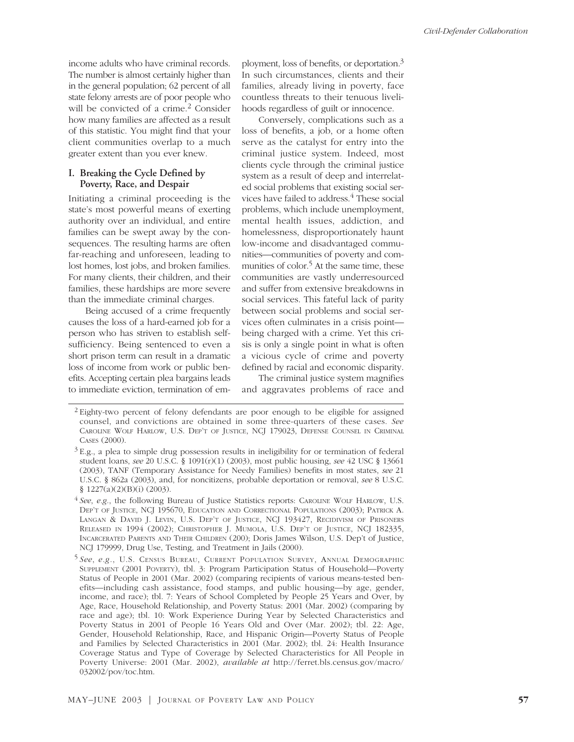income adults who have criminal records. The number is almost certainly higher than in the general population; 62 percent of all state felony arrests are of poor people who will be convicted of a crime.[2] Consider how many families are affected as a result of this statistic. You might find that your client communities overlap to a much greater extent than you ever knew.

## I. Breaking the Cycle Defined by Poverty, Race, and Despair

Initiating a criminal proceeding is the state's most powerful means of exerting authority over an individual, and entire families can be swept away by the consequences. The resulting harms are often far-reaching and unforeseen, leading to lost homes, lost jobs, and broken families. For many clients, their children, and their families, these hardships are more severe than the immediate criminal charges.

Being accused of a crime frequently causes the loss of a hard-earned job for a person who has striven to establish self-sufficiency. Being sentenced to even a short prison term can result in a dramatic loss of income from work or public benefits. Accepting certain plea bargains leads to immediate eviction, termination of employment, loss of benefits, or deportation.[3] In such circumstances, clients and their families, already living in poverty, face countless threats to their tenuous livelihoods regardless of guilt or innocence.

Conversely, complications such as a loss of benefits, a job, or a home often serve as the catalyst for entry into the criminal justice system. Indeed, most clients cycle through the criminal justice system as a result of deep and interrelated social problems that existing social services have failed to address.[4] These social problems, which include unemployment, mental health issues, addiction, and homelessness, disproportionately haunt low-income and disadvantaged communities—communities of poverty and communities of color.[5] At the same time, these communities are vastly underresourced and suffer from extensive breakdowns in social services. This fateful lack of parity between social problems and social services often culminates in a crisis point—being charged with a crime. Yet this crisis is only a single point in what is often a vicious cycle of crime and poverty defined by racial and economic disparity.

The criminal justice system magnifies and aggravates problems of race and

---

[2] Eighty-two percent of felony defendants are poor enough to be eligible for assigned counsel, and convictions are obtained in some three-quarters of these cases. *See* Caroline Wolf Harlow, U.S. Dep't of Justice, NCJ 179023, Defense Counsel in Criminal Cases (2000).

[3] E.g., a plea to simple drug possession results in ineligibility for or termination of federal student loans, *see* 20 U.S.C. § 1091(r)(1) (2003), most public housing, *see* 42 USC § 13661 (2003), TANF (Temporary Assistance for Needy Families) benefits in most states, *see* 21 U.S.C. § 862a (2003), and, for noncitizens, probable deportation or removal, *see* 8 U.S.C. § 1227(a)(2)(B)(i) (2003).

[4] *See, e.g.*, the following Bureau of Justice Statistics reports: Caroline Wolf Harlow, U.S. Dep't of Justice, NCJ 195670, Education and Correctional Populations (2003); Patrick A. Langan & David J. Levin, U.S. Dep't of Justice, NCJ 193427, Recidivism of Prisoners Released in 1994 (2002); Christopher J. Mumola, U.S. Dep't of Justice, NCJ 182335, Incarcerated Parents and Their Children (200); Doris James Wilson, U.S. Dep't of Justice, NCJ 179999, Drug Use, Testing, and Treatment in Jails (2000).

[5] *See, e.g.*, U.S. Census Bureau, Current Population Survey, Annual Demographic Supplement (2001 Poverty), tbl. 3: Program Participation Status of Household—Poverty Status of People in 2001 (Mar. 2002) (comparing recipients of various means-tested benefits—including cash assistance, food stamps, and public housing—by age, gender, income, and race); tbl. 7: Years of School Completed by People 25 Years and Over, by Age, Race, Household Relationship, and Poverty Status: 2001 (Mar. 2002) (comparing by race and age); tbl. 10: Work Experience During Year by Selected Characteristics and Poverty Status in 2001 of People 16 Years Old and Over (Mar. 2002); tbl. 22: Age, Gender, Household Relationship, Race, and Hispanic Origin—Poverty Status of People and Families by Selected Characteristics in 2001 (Mar. 2002); tbl. 24: Health Insurance Coverage Status and Type of Coverage by Selected Characteristics for All People in Poverty Universe: 2001 (Mar. 2002), *available at* http://ferret.bls.census.gov/macro/032002/pov/toc.htm.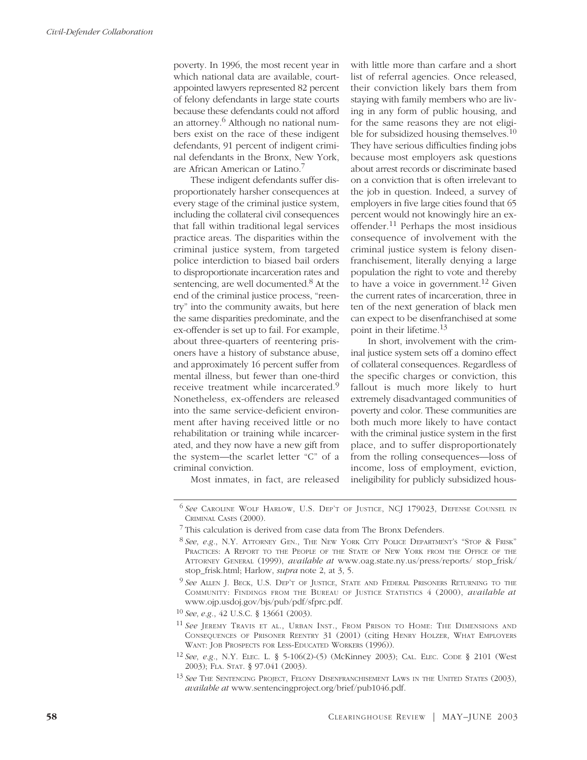poverty. In 1996, the most recent year in which national data are available, court-appointed lawyers represented 82 percent of felony defendants in large state courts because these defendants could not afford an attorney.[6] Although no national numbers exist on the race of these indigent defendants, 91 percent of indigent criminal defendants in the Bronx, New York, are African American or Latino.[7]

These indigent defendants suffer disproportionately harsher consequences at every stage of the criminal justice system, including the collateral civil consequences that fall within traditional legal services practice areas. The disparities within the criminal justice system, from targeted police interdiction to biased bail orders to disproportionate incarceration rates and sentencing, are well documented.[8] At the end of the criminal justice process, "reentry" into the community awaits, but here the same disparities predominate, and the ex-offender is set up to fail. For example, about three-quarters of reentering prisoners have a history of substance abuse, and approximately 16 percent suffer from mental illness, but fewer than one-third receive treatment while incarcerated.[9] Nonetheless, ex-offenders are released into the same service-deficient environment after having received little or no rehabilitation or training while incarcerated, and they now have a new gift from the system—the scarlet letter "C" of a criminal conviction.

Most inmates, in fact, are released with little more than carfare and a short list of referral agencies. Once released, their conviction likely bars them from staying with family members who are living in any form of public housing, and for the same reasons they are not eligible for subsidized housing themselves.[10] They have serious difficulties finding jobs because most employers ask questions about arrest records or discriminate based on a conviction that is often irrelevant to the job in question. Indeed, a survey of employers in five large cities found that 65 percent would not knowingly hire an ex-offender.[11] Perhaps the most insidious consequence of involvement with the criminal justice system is felony disenfranchisement, literally denying a large population the right to vote and thereby to have a voice in government.[12] Given the current rates of incarceration, three in ten of the next generation of black men can expect to be disenfranchised at some point in their lifetime.[13]

In short, involvement with the criminal justice system sets off a domino effect of collateral consequences. Regardless of the specific charges or conviction, this fallout is much more likely to hurt extremely disadvantaged communities of poverty and color. These communities are both much more likely to have contact with the criminal justice system in the first place, and to suffer disproportionately from the rolling consequences—loss of income, loss of employment, eviction, ineligibility for publicly subsidized hous-

---

[6] *See* Caroline Wolf Harlow, U.S. Dep't of Justice, NCJ 179023, Defense Counsel in Criminal Cases (2000).

[7] This calculation is derived from case data from The Bronx Defenders.

[8] *See, e.g.*, N.Y. Attorney Gen., The New York City Police Department's "Stop & Frisk" Practices: A Report to the People of the State of New York from the Office of the Attorney General (1999), *available at* www.oag.state.ny.us/press/reports/ stop_frisk/ stop_frisk.html; Harlow, *supra* note 2, at 3, 5.

[9] *See* Allen J. Beck, U.S. Dep't of Justice, State and Federal Prisoners Returning to the Community: Findings from the Bureau of Justice Statistics 4 (2000), *available at* www.ojp.usdoj.gov/bjs/pub/pdf/sfprc.pdf.

[10] *See, e.g.*, 42 U.S.C. § 13661 (2003).

[11] *See* Jeremy Travis et al., Urban Inst., From Prison to Home: The Dimensions and Consequences of Prisoner Reentry 31 (2001) (citing Henry Holzer, What Employers Want: Job Prospects for Less-Educated Workers (1996)).

[12] *See, e.g.*, N.Y. Elec. L. § 5-106(2)-(5) (McKinney 2003); Cal. Elec. Code § 2101 (West 2003); Fla. Stat. § 97.041 (2003).

[13] *See* The Sentencing Project, Felony Disenfranchisement Laws in the United States (2003), *available at* www.sentencingproject.org/brief/pub1046.pdf.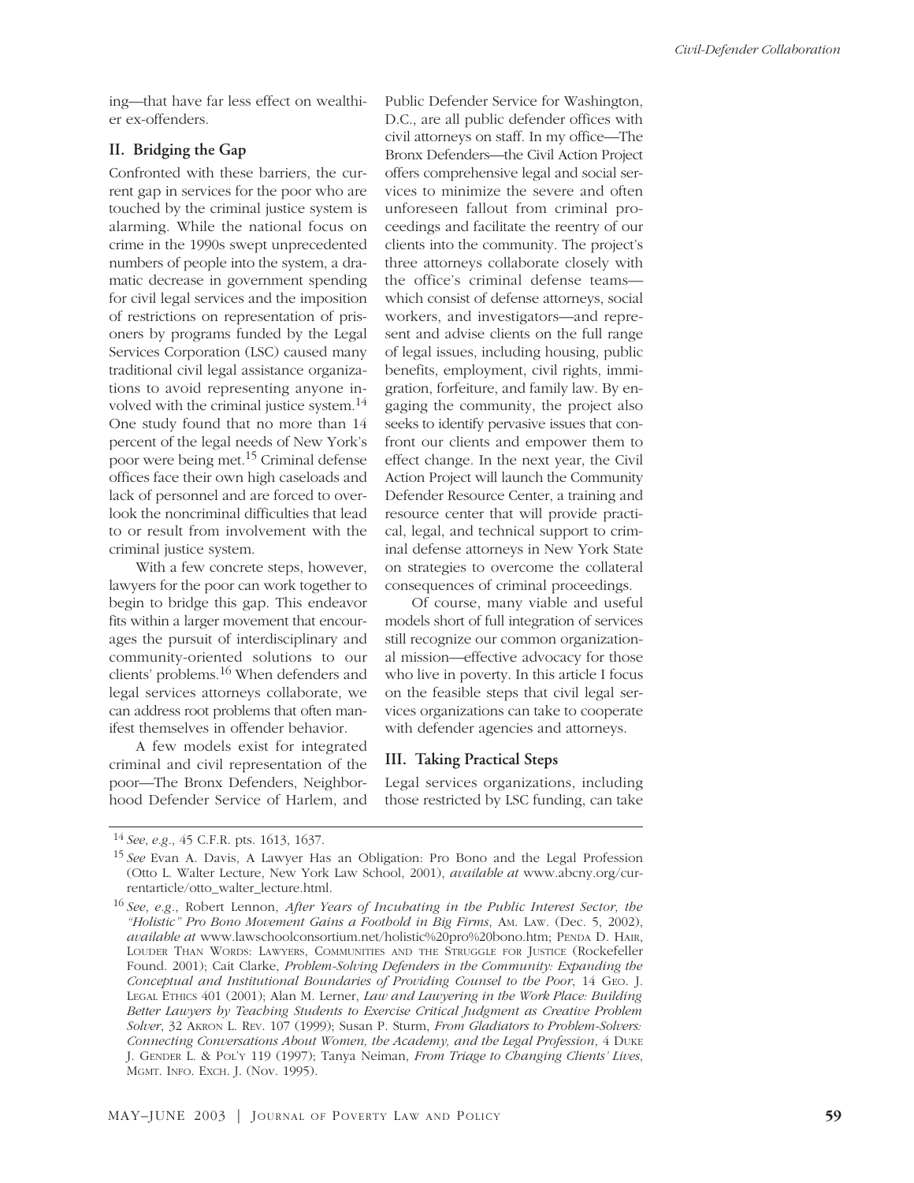ing—that have far less effect on wealthier ex-offenders.

## II. Bridging the Gap

Confronted with these barriers, the current gap in services for the poor who are touched by the criminal justice system is alarming. While the national focus on crime in the 1990s swept unprecedented numbers of people into the system, a dramatic decrease in government spending for civil legal services and the imposition of restrictions on representation of prisoners by programs funded by the Legal Services Corporation (LSC) caused many traditional civil legal assistance organizations to avoid representing anyone involved with the criminal justice system.[14] One study found that no more than 14 percent of the legal needs of New York's poor were being met.[15] Criminal defense offices face their own high caseloads and lack of personnel and are forced to overlook the noncriminal difficulties that lead to or result from involvement with the criminal justice system.

With a few concrete steps, however, lawyers for the poor can work together to begin to bridge this gap. This endeavor fits within a larger movement that encourages the pursuit of interdisciplinary and community-oriented solutions to our clients' problems.[16] When defenders and legal services attorneys collaborate, we can address root problems that often manifest themselves in offender behavior.

A few models exist for integrated criminal and civil representation of the poor—The Bronx Defenders, Neighborhood Defender Service of Harlem, and Public Defender Service for Washington, D.C., are all public defender offices with civil attorneys on staff. In my office—The Bronx Defenders—the Civil Action Project offers comprehensive legal and social services to minimize the severe and often unforeseen fallout from criminal proceedings and facilitate the reentry of our clients into the community. The project's three attorneys collaborate closely with the office's criminal defense teams—which consist of defense attorneys, social workers, and investigators—and represent and advise clients on the full range of legal issues, including housing, public benefits, employment, civil rights, immigration, forfeiture, and family law. By engaging the community, the project also seeks to identify pervasive issues that confront our clients and empower them to effect change. In the next year, the Civil Action Project will launch the Community Defender Resource Center, a training and resource center that will provide practical, legal, and technical support to criminal defense attorneys in New York State on strategies to overcome the collateral consequences of criminal proceedings.

Of course, many viable and useful models short of full integration of services still recognize our common organizational mission—effective advocacy for those who live in poverty. In this article I focus on the feasible steps that civil legal services organizations can take to cooperate with defender agencies and attorneys.

## III. Taking Practical Steps

Legal services organizations, including those restricted by LSC funding, can take

---

[14] *See*, *e.g.*, 45 C.F.R. pts. 1613, 1637.

[15] *See* Evan A. Davis, A Lawyer Has an Obligation: Pro Bono and the Legal Profession (Otto L. Walter Lecture, New York Law School, 2001), *available at* www.abcny.org/currentarticle/otto_walter_lecture.html.

[16] *See*, *e.g.*, Robert Lennon, *After Years of Incubating in the Public Interest Sector, the "Holistic" Pro Bono Movement Gains a Foothold in Big Firms*, AM. LAW. (Dec. 5, 2002), *available at* www.lawschoolconsortium.net/holistic%20pro%20bono.htm; PENDA D. HAIR, LOUDER THAN WORDS: LAWYERS, COMMUNITIES AND THE STRUGGLE FOR JUSTICE (Rockefeller Found. 2001); Cait Clarke, *Problem-Solving Defenders in the Community: Expanding the Conceptual and Institutional Boundaries of Providing Counsel to the Poor*, 14 GEO. J. LEGAL ETHICS 401 (2001); Alan M. Lerner, *Law and Lawyering in the Work Place: Building Better Lawyers by Teaching Students to Exercise Critical Judgment as Creative Problem Solver*, 32 AKRON L. REV. 107 (1999); Susan P. Sturm, *From Gladiators to Problem-Solvers: Connecting Conversations About Women, the Academy, and the Legal Profession*, 4 DUKE J. GENDER L. & POL'Y 119 (1997); Tanya Neiman, *From Triage to Changing Clients' Lives*, MGMT. INFO. EXCH. J. (Nov. 1995).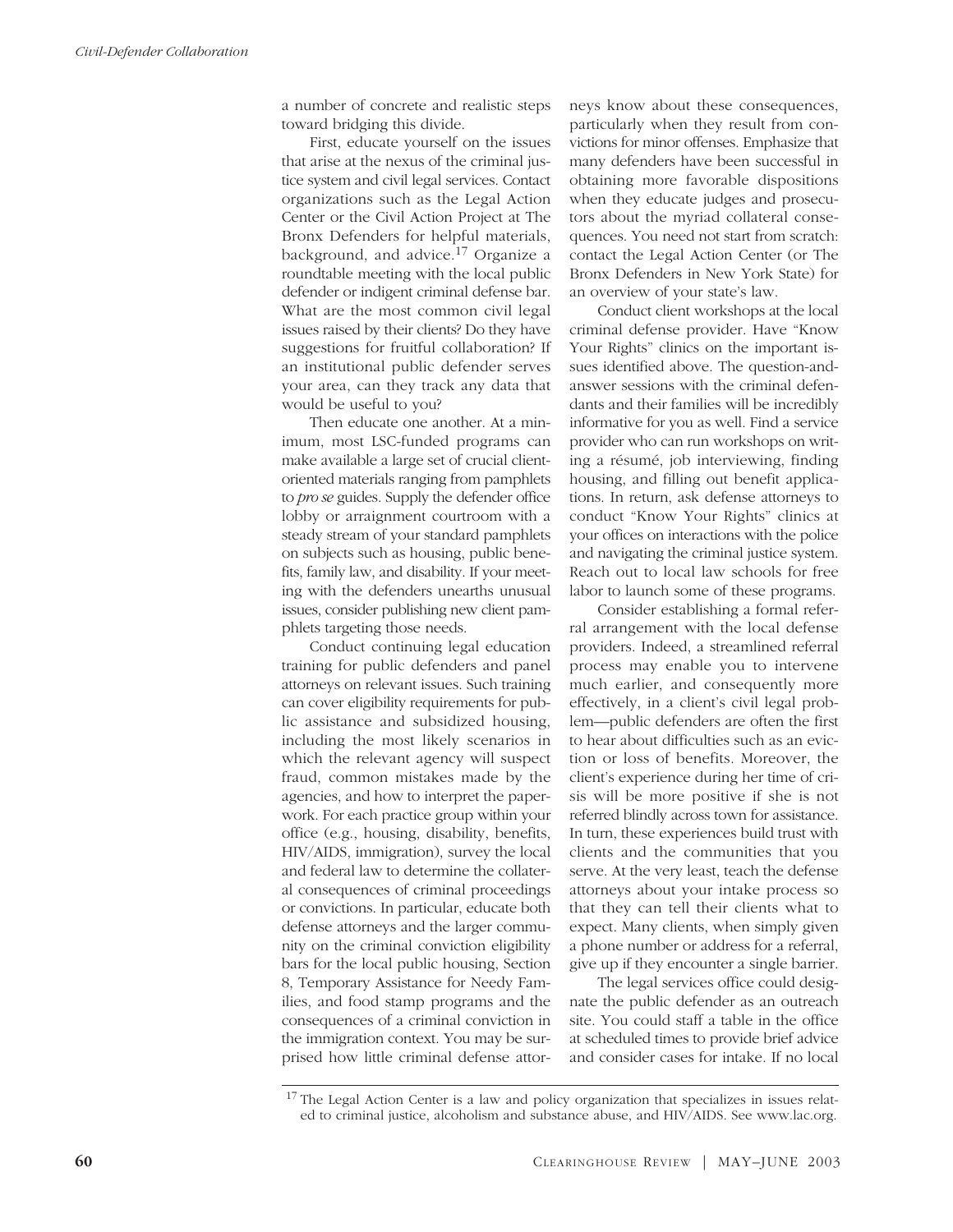a number of concrete and realistic steps toward bridging this divide.

First, educate yourself on the issues that arise at the nexus of the criminal justice system and civil legal services. Contact organizations such as the Legal Action Center or the Civil Action Project at The Bronx Defenders for helpful materials, background, and advice.[17] Organize a roundtable meeting with the local public defender or indigent criminal defense bar. What are the most common civil legal issues raised by their clients? Do they have suggestions for fruitful collaboration? If an institutional public defender serves your area, can they track any data that would be useful to you?

Then educate one another. At a minimum, most LSC-funded programs can make available a large set of crucial client-oriented materials ranging from pamphlets to *pro se* guides. Supply the defender office lobby or arraignment courtroom with a steady stream of your standard pamphlets on subjects such as housing, public benefits, family law, and disability. If your meeting with the defenders unearths unusual issues, consider publishing new client pamphlets targeting those needs.

Conduct continuing legal education training for public defenders and panel attorneys on relevant issues. Such training can cover eligibility requirements for public assistance and subsidized housing, including the most likely scenarios in which the relevant agency will suspect fraud, common mistakes made by the agencies, and how to interpret the paperwork. For each practice group within your office (e.g., housing, disability, benefits, HIV/AIDS, immigration), survey the local and federal law to determine the collateral consequences of criminal proceedings or convictions. In particular, educate both defense attorneys and the larger community on the criminal conviction eligibility bars for the local public housing, Section 8, Temporary Assistance for Needy Families, and food stamp programs and the consequences of a criminal conviction in the immigration context. You may be surprised how little criminal defense attorneys know about these consequences, particularly when they result from convictions for minor offenses. Emphasize that many defenders have been successful in obtaining more favorable dispositions when they educate judges and prosecutors about the myriad collateral consequences. You need not start from scratch: contact the Legal Action Center (or The Bronx Defenders in New York State) for an overview of your state's law.

Conduct client workshops at the local criminal defense provider. Have "Know Your Rights" clinics on the important issues identified above. The question-and-answer sessions with the criminal defendants and their families will be incredibly informative for you as well. Find a service provider who can run workshops on writing a résumé, job interviewing, finding housing, and filling out benefit applications. In return, ask defense attorneys to conduct "Know Your Rights" clinics at your offices on interactions with the police and navigating the criminal justice system. Reach out to local law schools for free labor to launch some of these programs.

Consider establishing a formal referral arrangement with the local defense providers. Indeed, a streamlined referral process may enable you to intervene much earlier, and consequently more effectively, in a client's civil legal problem—public defenders are often the first to hear about difficulties such as an eviction or loss of benefits. Moreover, the client's experience during her time of crisis will be more positive if she is not referred blindly across town for assistance. In turn, these experiences build trust with clients and the communities that you serve. At the very least, teach the defense attorneys about your intake process so that they can tell their clients what to expect. Many clients, when simply given a phone number or address for a referral, give up if they encounter a single barrier.

The legal services office could designate the public defender as an outreach site. You could staff a table in the office at scheduled times to provide brief advice and consider cases for intake. If no local

[17] The Legal Action Center is a law and policy organization that specializes in issues related to criminal justice, alcoholism and substance abuse, and HIV/AIDS. See www.lac.org.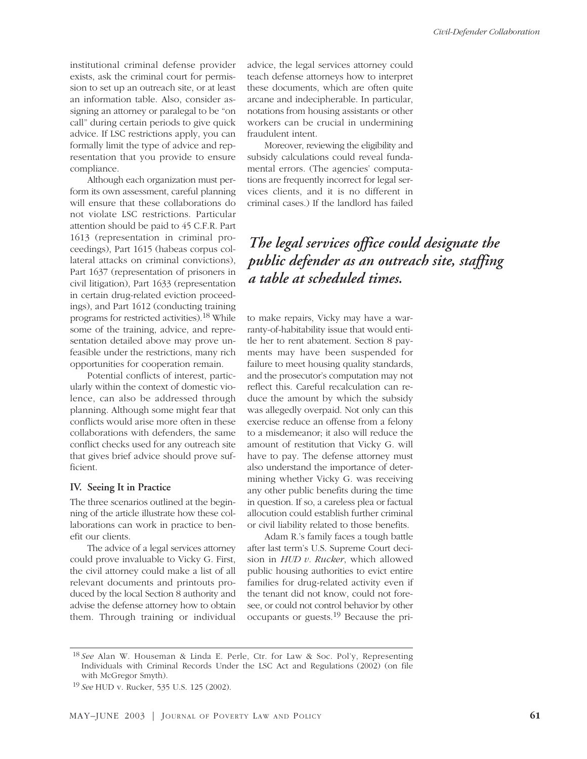institutional criminal defense provider exists, ask the criminal court for permission to set up an outreach site, or at least an information table. Also, consider assigning an attorney or paralegal to be "on call" during certain periods to give quick advice. If LSC restrictions apply, you can formally limit the type of advice and representation that you provide to ensure compliance.

Although each organization must perform its own assessment, careful planning will ensure that these collaborations do not violate LSC restrictions. Particular attention should be paid to 45 C.F.R. Part 1613 (representation in criminal proceedings), Part 1615 (habeas corpus collateral attacks on criminal convictions), Part 1637 (representation of prisoners in civil litigation), Part 1633 (representation in certain drug-related eviction proceedings), and Part 1612 (conducting training programs for restricted activities).[18] While some of the training, advice, and representation detailed above may prove unfeasible under the restrictions, many rich opportunities for cooperation remain.

Potential conflicts of interest, particularly within the context of domestic violence, can also be addressed through planning. Although some might fear that conflicts would arise more often in these collaborations with defenders, the same conflict checks used for any outreach site that gives brief advice should prove sufficient.

### IV. Seeing It in Practice

The three scenarios outlined at the beginning of the article illustrate how these collaborations can work in practice to benefit our clients.

The advice of a legal services attorney could prove invaluable to Vicky G. First, the civil attorney could make a list of all relevant documents and printouts produced by the local Section 8 authority and advise the defense attorney how to obtain them. Through training or individual advice, the legal services attorney could teach defense attorneys how to interpret these documents, which are often quite arcane and indecipherable. In particular, notations from housing assistants or other workers can be crucial in undermining fraudulent intent.

Moreover, reviewing the eligibility and subsidy calculations could reveal fundamental errors. (The agencies' computations are frequently incorrect for legal services clients, and it is no different in criminal cases.) If the landlord has failed to make repairs, Vicky may have a warranty-of-habitability issue that would entitle her to rent abatement. Section 8 payments may have been suspended for failure to meet housing quality standards, and the prosecutor's computation may not reflect this. Careful recalculation can reduce the amount by which the subsidy was allegedly overpaid. Not only can this exercise reduce an offense from a felony to a misdemeanor; it also will reduce the amount of restitution that Vicky G. will have to pay. The defense attorney must also understand the importance of determining whether Vicky G. was receiving any other public benefits during the time in question. If so, a careless plea or factual allocution could establish further criminal or civil liability related to those benefits.

***The legal services office could designate the public defender as an outreach site, staffing a table at scheduled times.***

Adam R.'s family faces a tough battle after last term's U.S. Supreme Court decision in *HUD v. Rucker*, which allowed public housing authorities to evict entire families for drug-related activity even if the tenant did not know, could not foresee, or could not control behavior by other occupants or guests.[19] Because the pri-

---

[18] *See* Alan W. Houseman & Linda E. Perle, Ctr. for Law & Soc. Pol'y, Representing Individuals with Criminal Records Under the LSC Act and Regulations (2002) (on file with McGregor Smyth).

[19] *See* HUD v. Rucker, 535 U.S. 125 (2002).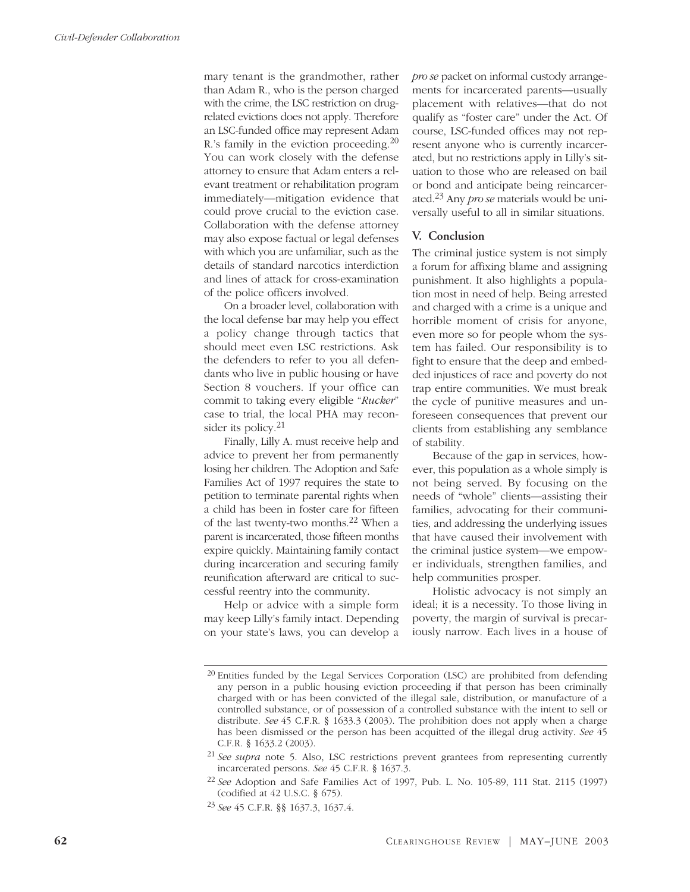mary tenant is the grandmother, rather than Adam R., who is the person charged with the crime, the LSC restriction on drug-related evictions does not apply. Therefore an LSC-funded office may represent Adam R.'s family in the eviction proceeding.[20] You can work closely with the defense attorney to ensure that Adam enters a relevant treatment or rehabilitation program immediately—mitigation evidence that could prove crucial to the eviction case. Collaboration with the defense attorney may also expose factual or legal defenses with which you are unfamiliar, such as the details of standard narcotics interdiction and lines of attack for cross-examination of the police officers involved.

On a broader level, collaboration with the local defense bar may help you effect a policy change through tactics that should meet even LSC restrictions. Ask the defenders to refer to you all defendants who live in public housing or have Section 8 vouchers. If your office can commit to taking every eligible "*Rucker*" case to trial, the local PHA may reconsider its policy.[21]

Finally, Lilly A. must receive help and advice to prevent her from permanently losing her children. The Adoption and Safe Families Act of 1997 requires the state to petition to terminate parental rights when a child has been in foster care for fifteen of the last twenty-two months.[22] When a parent is incarcerated, those fifteen months expire quickly. Maintaining family contact during incarceration and securing family reunification afterward are critical to successful reentry into the community.

Help or advice with a simple form may keep Lilly's family intact. Depending on your state's laws, you can develop a *pro se* packet on informal custody arrangements for incarcerated parents—usually placement with relatives—that do not qualify as "foster care" under the Act. Of course, LSC-funded offices may not represent anyone who is currently incarcerated, but no restrictions apply in Lilly's situation to those who are released on bail or bond and anticipate being reincarcerated.[23] Any *pro se* materials would be universally useful to all in similar situations.

## V. Conclusion

The criminal justice system is not simply a forum for affixing blame and assigning punishment. It also highlights a population most in need of help. Being arrested and charged with a crime is a unique and horrible moment of crisis for anyone, even more so for people whom the system has failed. Our responsibility is to fight to ensure that the deep and embedded injustices of race and poverty do not trap entire communities. We must break the cycle of punitive measures and unforeseen consequences that prevent our clients from establishing any semblance of stability.

Because of the gap in services, however, this population as a whole simply is not being served. By focusing on the needs of "whole" clients—assisting their families, advocating for their communities, and addressing the underlying issues that have caused their involvement with the criminal justice system—we empower individuals, strengthen families, and help communities prosper.

Holistic advocacy is not simply an ideal; it is a necessity. To those living in poverty, the margin of survival is precariously narrow. Each lives in a house of

---

[20] Entities funded by the Legal Services Corporation (LSC) are prohibited from defending any person in a public housing eviction proceeding if that person has been criminally charged with or has been convicted of the illegal sale, distribution, or manufacture of a controlled substance, or of possession of a controlled substance with the intent to sell or distribute. *See* 45 C.F.R. § 1633.3 (2003). The prohibition does not apply when a charge has been dismissed or the person has been acquitted of the illegal drug activity. *See* 45 C.F.R. § 1633.2 (2003).

[21] *See supra* note 5. Also, LSC restrictions prevent grantees from representing currently incarcerated persons. *See* 45 C.F.R. § 1637.3.

[22] *See* Adoption and Safe Families Act of 1997, Pub. L. No. 105-89, 111 Stat. 2115 (1997) (codified at 42 U.S.C. § 675).

[23] *See* 45 C.F.R. §§ 1637.3, 1637.4.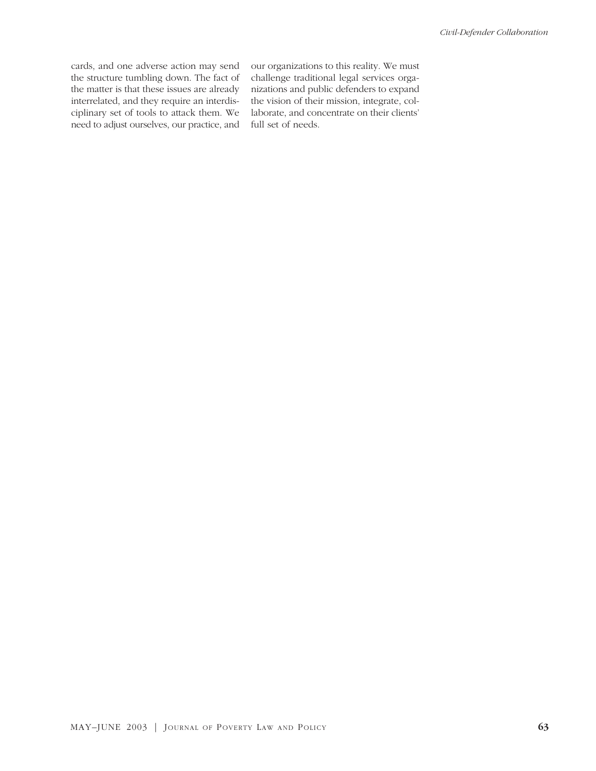cards, and one adverse action may send the structure tumbling down. The fact of the matter is that these issues are already interrelated, and they require an interdisciplinary set of tools to attack them. We need to adjust ourselves, our practice, and our organizations to this reality. We must challenge traditional legal services organizations and public defenders to expand the vision of their mission, integrate, collaborate, and concentrate on their clients' full set of needs.